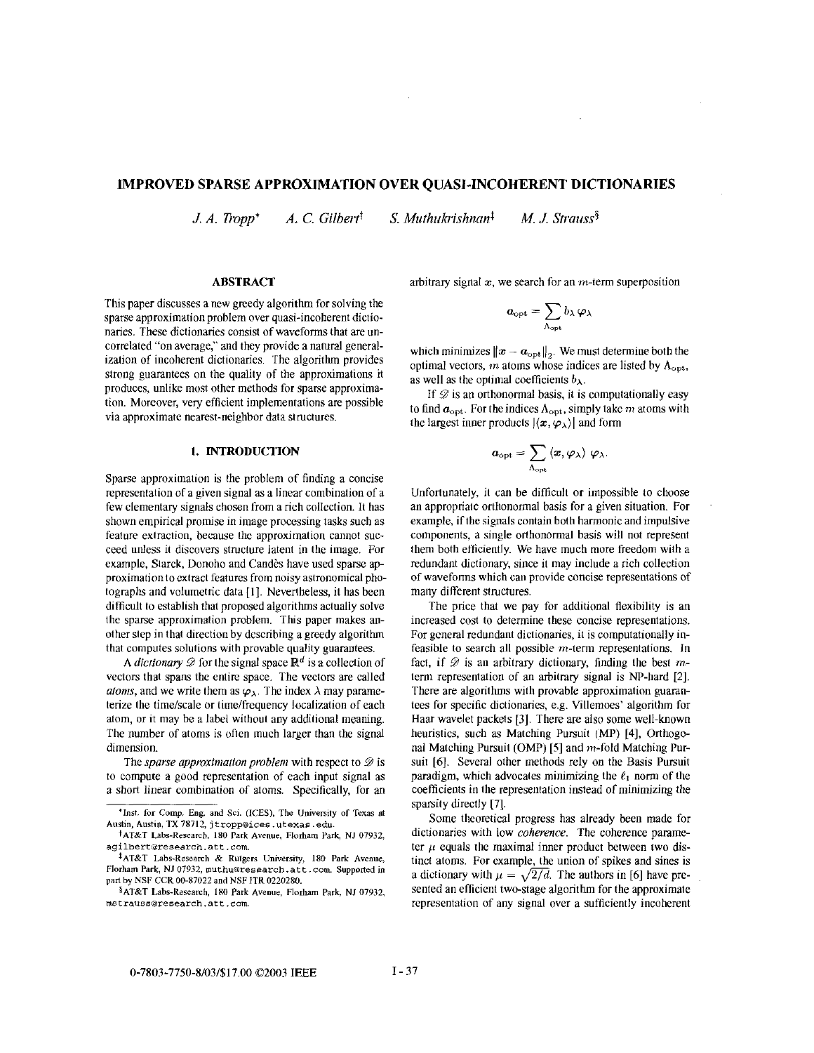# IMPROVED SPARSE APPROXIMATION OVER QUASI-INCOHERENT DICTIONARIES

*J. A. Tropp*[*] *A. C. Gilbert*[†] *S. Muthukrishnan*[‡] *M. J. Strauss*[§]

## ABSTRACT

This paper discusses a new greedy algorithm for solving the sparse approximation problem over quasi-incoherent dictionaries. These dictionaries consist of waveforms that are uncorrelated "on average," and they provide a natural generalization of incoherent dictionaries. The algorithm provides strong guarantees on the quality of the approximations it produces, unlike most other methods for sparse approximation. Moreover, very efficient implementations are possible via approximate nearest-neighbor data structures.

## 1. INTRODUCTION

Sparse approximation is the problem of finding a concise representation of a given signal as a linear combination of a few elementary signals chosen from a rich collection. It has shown empirical promise in image processing tasks such as feature extraction, because the approximation cannot succeed unless it discovers structure latent in the image. For example, Starck, Donoho and Candès have used sparse approximation to extract features from noisy astronomical photographs and volumetric data [1]. Nevertheless, it has been difficult to establish that proposed algorithms actually solve the sparse approximation problem. This paper makes another step in that direction by describing a greedy algorithm that computes solutions with provable quality guarantees.

A *dictionary* $\mathscr{D}$ for the signal space $\mathbb{R}^d$ is a collection of vectors that spans the entire space. The vectors are called *atoms*, and we write them as $\varphi_\lambda$. The index $\lambda$ may parameterize the time/scale or time/frequency localization of each atom, or it may be a label without any additional meaning. The number of atoms is often much larger than the signal dimension.

The *sparse approximation problem* with respect to $\mathscr{D}$ is to compute a good representation of each input signal as a short linear combination of atoms. Specifically, for an arbitrary signal $\boldsymbol{x}$, we search for an $m$-term superposition

$$\boldsymbol{a}_{\text{opt}} = \sum_{\Lambda_{\text{opt}}} b_\lambda \varphi_\lambda$$

which minimizes $\|\boldsymbol{x} - \boldsymbol{a}_{\text{opt}}\|_2$. We must determine both the optimal vectors, $m$ atoms whose indices are listed by $\Lambda_{\text{opt}}$, as well as the optimal coefficients $b_\lambda$.

If $\mathscr{D}$ is an orthonormal basis, it is computationally easy to find $\boldsymbol{a}_{\text{opt}}$. For the indices $\Lambda_{\text{opt}}$, simply take $m$ atoms with the largest inner products $|\langle \boldsymbol{x}, \varphi_\lambda \rangle|$ and form

$$\boldsymbol{a}_{\text{opt}} = \sum_{\Lambda_{\text{opt}}} \langle \boldsymbol{x}, \varphi_\lambda \rangle \; \varphi_\lambda.$$

Unfortunately, it can be difficult or impossible to choose an appropriate orthonormal basis for a given situation. For example, if the signals contain both harmonic and impulsive components, a single orthonormal basis will not represent them both efficiently. We have much more freedom with a redundant dictionary, since it may include a rich collection of waveforms which can provide concise representations of many different structures.

The price that we pay for additional flexibility is an increased cost to determine these concise representations. For general redundant dictionaries, it is computationally infeasible to search all possible $m$-term representations. In fact, if $\mathscr{D}$ is an arbitrary dictionary, finding the best $m$-term representation of an arbitrary signal is NP-hard [2]. There are algorithms with provable approximation guarantees for specific dictionaries, e.g. Villemoes' algorithm for Haar wavelet packets [3]. There are also some well-known heuristics, such as Matching Pursuit (MP) [4], Orthogonal Matching Pursuit (OMP) [5] and $m$-fold Matching Pursuit [6]. Several other methods rely on the Basis Pursuit paradigm, which advocates minimizing the $\ell_1$ norm of the coefficients in the representation instead of minimizing the sparsity directly [7].

Some theoretical progress has already been made for dictionaries with low *coherence*. The coherence parameter $\mu$ equals the maximal inner product between two distinct atoms. For example, the union of spikes and sines is a dictionary with $\mu = \sqrt{2/d}$. The authors in [6] have presented an efficient two-stage algorithm for the approximate representation of any signal over a sufficiently incoherent

---

[*] Inst. for Comp. Eng. and Sci. (ICES), The University of Texas at Austin, Austin, TX 78712, jtropp@ices.utexas.edu.

[†] AT&T Labs-Research, 180 Park Avenue, Florham Park, NJ 07932, agilbert@research.att.com.

[‡] AT&T Labs-Research & Rutgers University, 180 Park Avenue, Florham Park, NJ 07932, muthu@research.att.com. Supported in part by NSF CCR 00-87022 and NSF ITR 0220280.

[§] AT&T Labs-Research, 180 Park Avenue, Florham Park, NJ 07932, mstrauss@research.att.com.

0-7803-7750-8/03/$17.00 ©2003 IEEE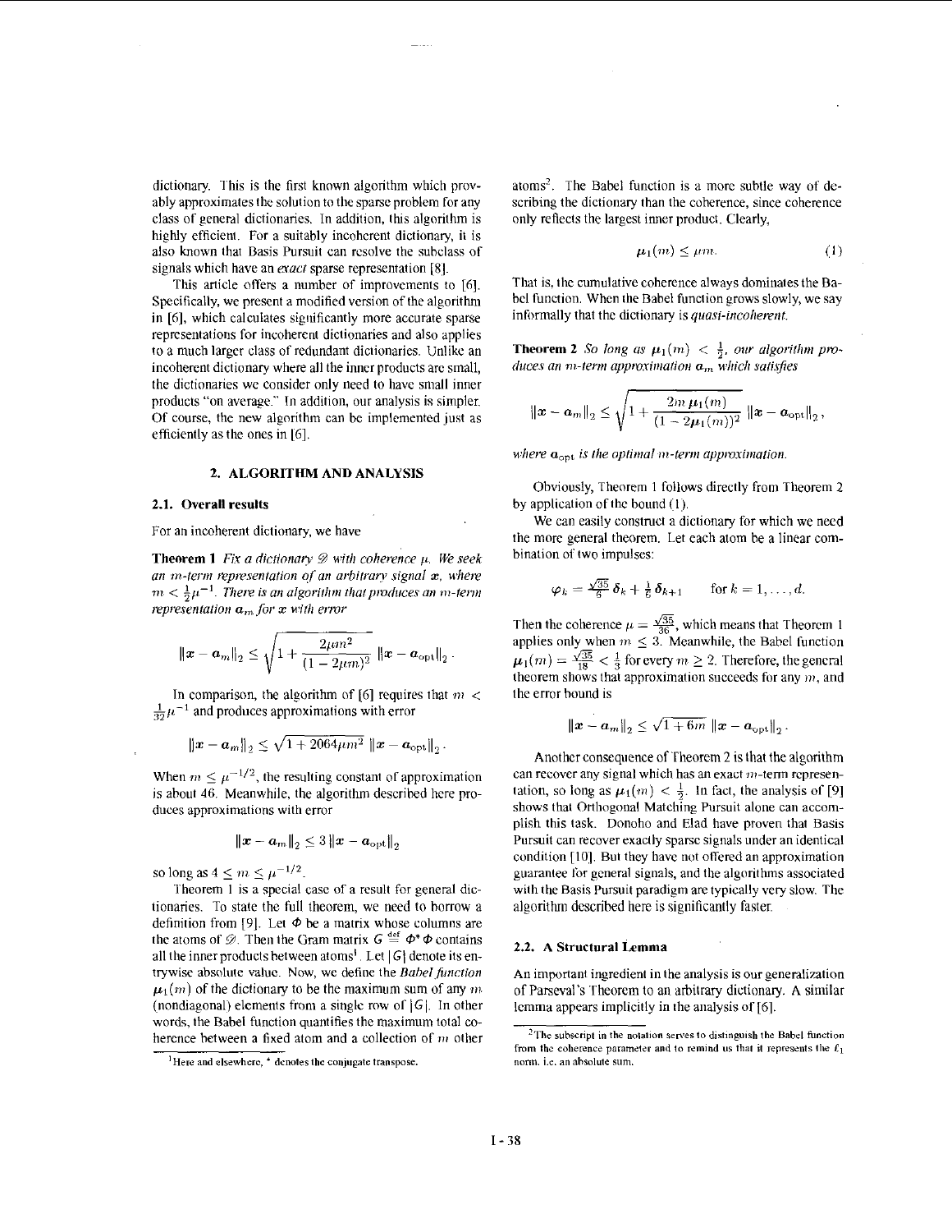dictionary. This is the first known algorithm which provably approximates the solution to the sparse problem for any class of general dictionaries. In addition, this algorithm is highly efficient. For a suitably incoherent dictionary, it is also known that Basis Pursuit can resolve the subclass of signals which have an *exact* sparse representation [8].

This article offers a number of improvements to [6]. Specifically, we present a modified version of the algorithm in [6], which calculates significantly more accurate sparse representations for incoherent dictionaries and also applies to a much larger class of redundant dictionaries. Unlike an incoherent dictionary where all the inner products are small, the dictionaries we consider only need to have small inner products "on average." In addition, our analysis is simpler. Of course, the new algorithm can be implemented just as efficiently as the ones in [6].

## 2. ALGORITHM AND ANALYSIS

### 2.1. Overall results

For an incoherent dictionary, we have

**Theorem 1** *Fix a dictionary $\mathscr{D}$ with coherence $\mu$. We seek an $m$-term representation of an arbitrary signal $\boldsymbol{x}$, where $m < \frac{1}{2}\mu^{-1}$. There is an algorithm that produces an $m$-term representation $\boldsymbol{a}_m$ for $\boldsymbol{x}$ with error*

$$\|\boldsymbol{x} - \boldsymbol{a}_m\|_2 \leq \sqrt{1 + \frac{2\mu m^2}{(1-2\mu m)^2}}\ \|\boldsymbol{x} - \boldsymbol{a}_{\text{opt}}\|_2 .$$

In comparison, the algorithm of [6] requires that $m < \frac{1}{32}\mu^{-1}$ and produces approximations with error

$$\|\boldsymbol{x} - \boldsymbol{a}_m\|_2 \leq \sqrt{1 + 2064\mu m^2}\ \|\boldsymbol{x} - \boldsymbol{a}_{\text{opt}}\|_2 .$$

When $m \leq \mu^{-1/2}$, the resulting constant of approximation is about 46. Meanwhile, the algorithm described here produces approximations with error

$$\|\boldsymbol{x} - \boldsymbol{a}_m\|_2 \leq 3\,\|\boldsymbol{x} - \boldsymbol{a}_{\text{opt}}\|_2$$

so long as $4 \leq m \leq \mu^{-1/2}$.

Theorem 1 is a special case of a result for general dictionaries. To state the full theorem, we need to borrow a definition from [9]. Let $\boldsymbol{\Phi}$ be a matrix whose columns are the atoms of $\mathscr{D}$. Then the Gram matrix $\boldsymbol{G} \stackrel{\text{def}}{=} \boldsymbol{\Phi}^* \boldsymbol{\Phi}$ contains all the inner products between atoms[1]. Let $|\boldsymbol{G}|$ denote its entrywise absolute value. Now, we define the *Babel function* $\mu_1(m)$ of the dictionary to be the maximum sum of any $m$ (nondiagonal) elements from a single row of $|\boldsymbol{G}|$. In other words, the Babel function quantifies the maximum total coherence between a fixed atom and a collection of $m$ other atoms[2]. The Babel function is a more subtle way of describing the dictionary than the coherence, since coherence only reflects the largest inner product. Clearly,

$$\mu_1(m) \leq \mu m. \tag{1}$$

That is, the cumulative coherence always dominates the Babel function. When the Babel function grows slowly, we say informally that the dictionary is *quasi-incoherent*.

**Theorem 2** *So long as $\mu_1(m) < \frac{1}{2}$, our algorithm produces an $m$-term approximation $\boldsymbol{a}_m$ which satisfies*

$$\|\boldsymbol{x} - \boldsymbol{a}_m\|_2 \leq \sqrt{1 + \frac{2m\,\mu_1(m)}{(1-2\mu_1(m))^2}}\ \|\boldsymbol{x} - \boldsymbol{a}_{\text{opt}}\|_2 ,$$

*where $\boldsymbol{a}_{\text{opt}}$ is the optimal $m$-term approximation.*

Obviously, Theorem 1 follows directly from Theorem 2 by application of the bound (1).

We can easily construct a dictionary for which we need the more general theorem. Let each atom be a linear combination of two impulses:

$$\boldsymbol{\varphi}_k = \tfrac{\sqrt{35}}{6}\,\boldsymbol{\delta}_k + \tfrac{1}{6}\,\boldsymbol{\delta}_{k+1} \qquad \text{for } k = 1, \ldots, d.$$

Then the coherence $\mu = \frac{\sqrt{35}}{36}$, which means that Theorem 1 applies only when $m \leq 3$. Meanwhile, the Babel function $\mu_1(m) = \frac{\sqrt{35}}{18} < \frac{1}{3}$ for every $m \geq 2$. Therefore, the general theorem shows that approximation succeeds for any $m$, and the error bound is

$$\|\boldsymbol{x} - \boldsymbol{a}_m\|_2 \leq \sqrt{1 + 6m}\ \|\boldsymbol{x} - \boldsymbol{a}_{\text{opt}}\|_2 .$$

Another consequence of Theorem 2 is that the algorithm can recover any signal which has an exact $m$-term representation, so long as $\mu_1(m) < \frac{1}{2}$. In fact, the analysis of [9] shows that Orthogonal Matching Pursuit alone can accomplish this task. Donoho and Elad have proven that Basis Pursuit can recover exactly sparse signals under an identical condition [10]. But they have not offered an approximation guarantee for general signals, and the algorithms associated with the Basis Pursuit paradigm are typically very slow. The algorithm described here is significantly faster.

### 2.2. A Structural Lemma

An important ingredient in the analysis is our generalization of Parseval's Theorem to an arbitrary dictionary. A similar lemma appears implicitly in the analysis of [6].

[1] Here and elsewhere, $^*$ denotes the conjugate transpose.

[2] The subscript in the notation serves to distinguish the Babel function from the coherence parameter and to remind us that it represents the $\ell_1$ norm, i.e. an absolute sum.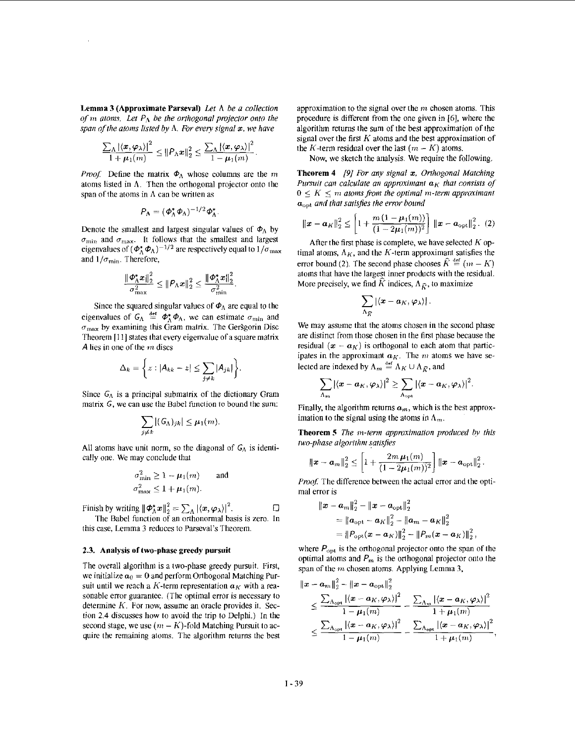**Lemma 3 (Approximate Parseval)** *Let $\Lambda$ be a collection of $m$ atoms. Let $P_\Lambda$ be the orthogonal projector onto the span of the atoms listed by $\Lambda$. For every signal $\boldsymbol{x}$, we have*

$$\frac{\sum_\Lambda |\langle \boldsymbol{x}, \varphi_\lambda\rangle|^2}{1+\mu_1(m)} \leq \|P_\Lambda \boldsymbol{x}\|_2^2 \leq \frac{\sum_\Lambda |\langle \boldsymbol{x}, \varphi_\lambda\rangle|^2}{1-\mu_1(m)}.$$

*Proof.* Define the matrix $\Phi_\Lambda$ whose columns are the $m$ atoms listed in $\Lambda$. Then the orthogonal projector onto the span of the atoms in $\Lambda$ can be written as

$$P_\Lambda = (\Phi_\Lambda^* \Phi_\Lambda)^{-1/2} \Phi_\Lambda^*.$$

Denote the smallest and largest singular values of $\Phi_\Lambda$ by $\sigma_{\min}$ and $\sigma_{\max}$. It follows that the smallest and largest eigenvalues of $(\Phi_\Lambda^* \Phi_\Lambda)^{-1/2}$ are respectively equal to $1/\sigma_{\max}$ and $1/\sigma_{\min}$. Therefore,

$$\frac{\|\Phi_\Lambda^* \boldsymbol{x}\|_2^2}{\sigma_{\max}^2} \leq \|P_\Lambda \boldsymbol{x}\|_2^2 \leq \frac{\|\Phi_\Lambda^* \boldsymbol{x}\|_2^2}{\sigma_{\min}^2}.$$

Since the squared singular values of $\Phi_\Lambda$ are equal to the eigenvalues of $G_\Lambda \stackrel{\text{def}}{=} \Phi_\Lambda^* \Phi_\Lambda$, we can estimate $\sigma_{\min}$ and $\sigma_{\max}$ by examining this Gram matrix. The Geršgorin Disc Theorem [11] states that every eigenvalue of a square matrix $A$ lies in one of the $m$ discs

$$\Delta_k = \left\{ z : |A_{kk} - z| \leq \sum_{j \neq k} |A_{jk}| \right\}.$$

Since $G_\Lambda$ is a principal submatrix of the dictionary Gram matrix $G$, we can use the Babel function to bound the sum:

$$\sum_{j \neq k} |(G_\Lambda)_{jk}| \leq \mu_1(m).$$

All atoms have unit norm, so the diagonal of $G_\Lambda$ is identically one. We may conclude that

$$\sigma_{\min}^2 \geq 1 - \mu_1(m) \qquad \text{and}$$
$$\sigma_{\max}^2 \leq 1 + \mu_1(m).$$

Finish by writing $\|\Phi_\Lambda^* \boldsymbol{x}\|_2^2 = \sum_\Lambda |\langle \boldsymbol{x}, \varphi_\lambda\rangle|^2$. □

The Babel function of an orthonormal basis is zero. In this case, Lemma 3 reduces to Parseval's Theorem.

### 2.3. Analysis of two-phase greedy pursuit

The overall algorithm is a two-phase greedy pursuit. First, we initialize $\boldsymbol{a}_0 = \boldsymbol{0}$ and perform Orthogonal Matching Pursuit until we reach a $K$-term representation $\boldsymbol{a}_K$ with a reasonable error guarantee. (The optimal error is necessary to determine $K$. For now, assume an oracle provides it. Section 2.4 discusses how to avoid the trip to Delphi.) In the second stage, we use $(m-K)$-fold Matching Pursuit to acquire the remaining atoms. The algorithm returns the best approximation to the signal over the $m$ chosen atoms. This procedure is different from the one given in [6], where the algorithm returns the sum of the best approximation of the signal over the first $K$ atoms and the best approximation of the $K$-term residual over the last $(m-K)$ atoms.

Now, we sketch the analysis. We require the following.

**Theorem 4** *[9] For any signal $\boldsymbol{x}$, Orthogonal Matching Pursuit can calculate an approximant $\boldsymbol{a}_K$ that consists of $0 \leq K \leq m$ atoms from the optimal $m$-term approximant $\boldsymbol{a}_{\text{opt}}$ and that satisfies the error bound*

$$\|\boldsymbol{x} - \boldsymbol{a}_K\|_2^2 \leq \left[1 + \frac{m\,(1-\mu_1(m))}{(1-2\mu_1(m))^2}\right] \|\boldsymbol{x} - \boldsymbol{a}_{\text{opt}}\|_2^2. \quad (2)$$

After the first phase is complete, we have selected $K$ optimal atoms, $\Lambda_K$, and the $K$-term approximant satisfies the error bound (2). The second phase chooses $\widehat{K} \stackrel{\text{def}}{=} (m-K)$ atoms that have the largest inner products with the residual. More precisely, we find $\widehat{K}$ indices, $\Lambda_{\widehat{K}}$, to maximize

$$\sum_{\Lambda_{\widehat{K}}} |\langle \boldsymbol{x} - \boldsymbol{a}_K, \varphi_\lambda\rangle|.$$

We may assume that the atoms chosen in the second phase are distinct from those chosen in the first phase because the residual $(\boldsymbol{x} - \boldsymbol{a}_K)$ is orthogonal to each atom that participates in the approximant $\boldsymbol{a}_K$. The $m$ atoms we have selected are indexed by $\Lambda_m \stackrel{\text{def}}{=} \Lambda_K \cup \Lambda_{\widehat{K}}$, and

$$\sum_{\Lambda_m} |\langle \boldsymbol{x} - \boldsymbol{a}_K, \varphi_\lambda\rangle|^2 \geq \sum_{\Lambda_{\text{opt}}} |\langle \boldsymbol{x} - \boldsymbol{a}_K, \varphi_\lambda\rangle|^2.$$

Finally, the algorithm returns $\boldsymbol{a}_m$, which is the best approximation to the signal using the atoms in $\Lambda_m$.

**Theorem 5** *The $m$-term approximation produced by this two-phase algorithm satisfies*

$$\|\boldsymbol{x} - \boldsymbol{a}_m\|_2^2 \leq \left[1 + \frac{2m\,\mu_1(m)}{(1-2\mu_1(m))^2}\right] \|\boldsymbol{x} - \boldsymbol{a}_{\text{opt}}\|_2^2.$$

*Proof.* The difference between the actual error and the optimal error is

$$\begin{aligned}
&\|\boldsymbol{x} - \boldsymbol{a}_m\|_2^2 - \|\boldsymbol{x} - \boldsymbol{a}_{\text{opt}}\|_2^2 \\
&\quad = \|\boldsymbol{a}_{\text{opt}} - \boldsymbol{a}_K\|_2^2 - \|\boldsymbol{a}_m - \boldsymbol{a}_K\|_2^2 \\
&\quad = \|P_{\text{opt}}(\boldsymbol{x} - \boldsymbol{a}_K)\|_2^2 - \|P_m(\boldsymbol{x} - \boldsymbol{a}_K)\|_2^2,
\end{aligned}$$

where $P_{\text{opt}}$ is the orthogonal projector onto the span of the optimal atoms and $P_m$ is the orthogonal projector onto the span of the $m$ chosen atoms. Applying Lemma 3,

$$\begin{aligned}
&\|\boldsymbol{x} - \boldsymbol{a}_m\|_2^2 - \|\boldsymbol{x} - \boldsymbol{a}_{\text{opt}}\|_2^2 \\
&\quad \leq \frac{\sum_{\Lambda_{\text{opt}}} |\langle \boldsymbol{x} - \boldsymbol{a}_K, \varphi_\lambda\rangle|^2}{1-\mu_1(m)} - \frac{\sum_{\Lambda_m} |\langle \boldsymbol{x} - \boldsymbol{a}_K, \varphi_\lambda\rangle|^2}{1+\mu_1(m)} \\
&\quad \leq \frac{\sum_{\Lambda_{\text{opt}}} |\langle \boldsymbol{x} - \boldsymbol{a}_K, \varphi_\lambda\rangle|^2}{1-\mu_1(m)} - \frac{\sum_{\Lambda_{\text{opt}}} |\langle \boldsymbol{x} - \boldsymbol{a}_K, \varphi_\lambda\rangle|^2}{1+\mu_1(m)},
\end{aligned}$$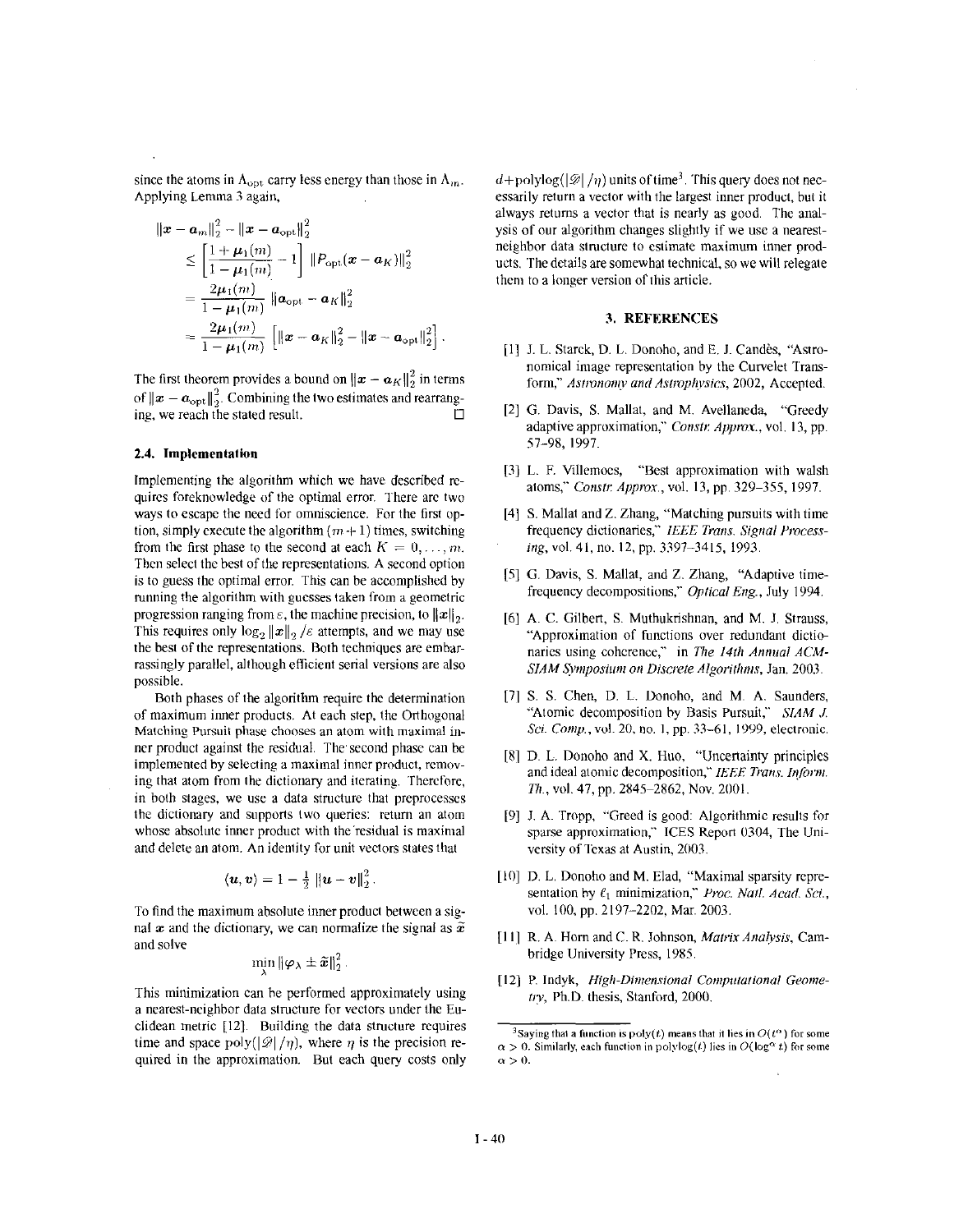since the atoms in $\Lambda_{\text{opt}}$ carry less energy than those in $\Lambda_m$. Applying Lemma 3 again,

$$
\begin{aligned}
\|x - a_m\|_2^2 - \|x - a_{\text{opt}}\|_2^2 &\leq \left[\frac{1 + \mu_1(m)}{1 - \mu_1(m)} - 1\right] \|P_{\text{opt}}(x - a_K)\|_2^2 \\
&= \frac{2\mu_1(m)}{1 - \mu_1(m)} \|a_{\text{opt}} - a_K\|_2^2 \\
&= \frac{2\mu_1(m)}{1 - \mu_1(m)} \left[\|x - a_K\|_2^2 - \|x - a_{\text{opt}}\|_2^2\right].
\end{aligned}
$$

The first theorem provides a bound on $\|x - a_K\|_2^2$ in terms of $\|x - a_{\text{opt}}\|_2^2$. Combining the two estimates and rearranging, we reach the stated result. □

### 2.4. Implementation

Implementing the algorithm which we have described requires foreknowledge of the optimal error. There are two ways to escape the need for omniscience. For the first option, simply execute the algorithm $(m + 1)$ times, switching from the first phase to the second at each $K = 0, \ldots, m$. Then select the best of the representations. A second option is to guess the optimal error. This can be accomplished by running the algorithm with guesses taken from a geometric progression ranging from $\varepsilon$, the machine precision, to $\|x\|_2$. This requires only $\log_2 \|x\|_2 / \varepsilon$ attempts, and we may use the best of the representations. Both techniques are embarrassingly parallel, although efficient serial versions are also possible.

Both phases of the algorithm require the determination of maximum inner products. At each step, the Orthogonal Matching Pursuit phase chooses an atom with maximal inner product against the residual. The second phase can be implemented by selecting a maximal inner product, removing that atom from the dictionary and iterating. Therefore, in both stages, we use a data structure that preprocesses the dictionary and supports two queries: return an atom whose absolute inner product with the residual is maximal and delete an atom. An identity for unit vectors states that

$$\langle u, v \rangle = 1 - \tfrac{1}{2} \|u - v\|_2^2 .$$

To find the maximum absolute inner product between a signal $x$ and the dictionary, we can normalize the signal as $\widetilde{x}$ and solve

$$\min_{\lambda} \|\varphi_\lambda \pm \widetilde{x}\|_2^2 .$$

This minimization can be performed approximately using a nearest-neighbor data structure for vectors under the Euclidean metric [12]. Building the data structure requires time and space $\text{poly}(|\mathscr{D}| / \eta)$, where $\eta$ is the precision required in the approximation. But each query costs only $d + \text{polylog}(|\mathscr{D}| / \eta)$ units of time[3]. This query does not necessarily return a vector with the largest inner product, but it always returns a vector that is nearly as good. The analysis of our algorithm changes slightly if we use a nearest-neighbor data structure to estimate maximum inner products. The details are somewhat technical, so we will relegate them to a longer version of this article.

## 3. REFERENCES

[1] J. L. Starck, D. L. Donoho, and E. J. Candès, "Astronomical image representation by the Curvelet Transform," *Astronomy and Astrophysics*, 2002, Accepted.

[2] G. Davis, S. Mallat, and M. Avellaneda, "Greedy adaptive approximation," *Constr. Approx.*, vol. 13, pp. 57–98, 1997.

[3] L. F. Villemoes, "Best approximation with walsh atoms," *Constr. Approx.*, vol. 13, pp. 329–355, 1997.

[4] S. Mallat and Z. Zhang, "Matching pursuits with time frequency dictionaries," *IEEE Trans. Signal Processing*, vol. 41, no. 12, pp. 3397–3415, 1993.

[5] G. Davis, S. Mallat, and Z. Zhang, "Adaptive time-frequency decompositions," *Optical Eng.*, July 1994.

[6] A. C. Gilbert, S. Muthukrishnan, and M. J. Strauss, "Approximation of functions over redundant dictionaries using coherence," in *The 14th Annual ACM-SIAM Symposium on Discrete Algorithms*, Jan. 2003.

[7] S. S. Chen, D. L. Donoho, and M. A. Saunders, "Atomic decomposition by Basis Pursuit," *SIAM J. Sci. Comp.*, vol. 20, no. 1, pp. 33–61, 1999, electronic.

[8] D. L. Donoho and X. Huo, "Uncertainty principles and ideal atomic decomposition," *IEEE Trans. Inform. Th.*, vol. 47, pp. 2845–2862, Nov. 2001.

[9] J. A. Tropp, "Greed is good: Algorithmic results for sparse approximation," ICES Report 0304, The University of Texas at Austin, 2003.

[10] D. L. Donoho and M. Elad, "Maximal sparsity representation by $\ell_1$ minimization," *Proc. Natl. Acad. Sci.*, vol. 100, pp. 2197–2202, Mar. 2003.

[11] R. A. Horn and C. R. Johnson, *Matrix Analysis*, Cambridge University Press, 1985.

[12] P. Indyk, *High-Dimensional Computational Geometry*, Ph.D. thesis, Stanford, 2000.

[3] Saying that a function is $\text{poly}(t)$ means that it lies in $O(t^\alpha)$ for some $\alpha > 0$. Similarly, each function in $\text{polylog}(t)$ lies in $O(\log^\alpha t)$ for some $\alpha > 0$.